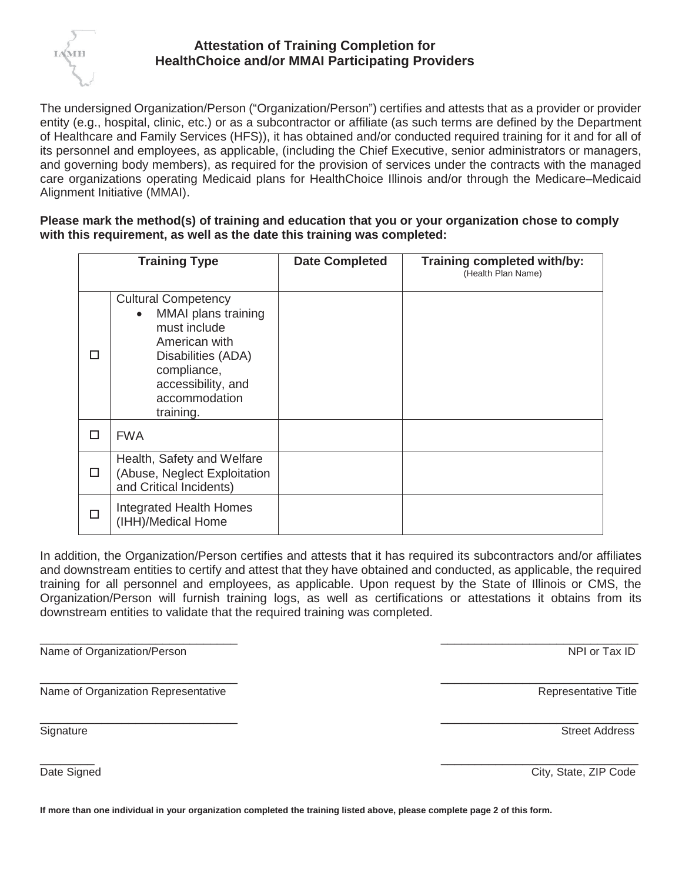# Attestation of Training Completion for HealthChoice and/or MMAI Participating Providers

The undersigned Organization/Person ("Organization/Person") certifies and attests that as a provider or provider entity (e.g., hospital, clinic, etc.) or as a subcontractor or affiliate (as such terms are defined by the Department of Healthcare and Family Services (HFS)), it has obtained and/or conducted required training for it and for all of its personnel and employees, as applicable, (including the Chief Executive, senior administrators or managers, and governing body members), as required for the provision of services under the contracts with the managed care organizations operating Medicaid plans for HealthChoice Illinois and/or through the Medicare–Medicaid Alignment Initiative (MMAI).

**Please mark the method(s) of training and education that you or your organization chose to comply with this requirement, as well as the date this training was completed:**

| Training Type | | Date Completed | Training completed with/by: (Health Plan Name) |
|---|---|---|---|
| ☐ | Cultural Competency<br>• MMAI plans training must include American with Disabilities (ADA) compliance, accessibility, and accommodation training. | | |
| ☐ | FWA | | |
| ☐ | Health, Safety and Welfare (Abuse, Neglect Exploitation and Critical Incidents) | | |
| ☐ | Integrated Health Homes (IHH)/Medical Home | | |

In addition, the Organization/Person certifies and attests that it has required its subcontractors and/or affiliates and downstream entities to certify and attest that they have obtained and conducted, as applicable, the required training for all personnel and employees, as applicable. Upon request by the State of Illinois or CMS, the Organization/Person will furnish training logs, as well as certifications or attestations it obtains from its downstream entities to validate that the required training was completed.

______________________________ Name of Organization/Person

______________________________ NPI or Tax ID

______________________________ Name of Organization Representative

______________________________ Representative Title

______________________________ Signature

______________________________ Street Address

________ Date Signed

______________________________ City, State, ZIP Code

**If more than one individual in your organization completed the training listed above, please complete page 2 of this form.**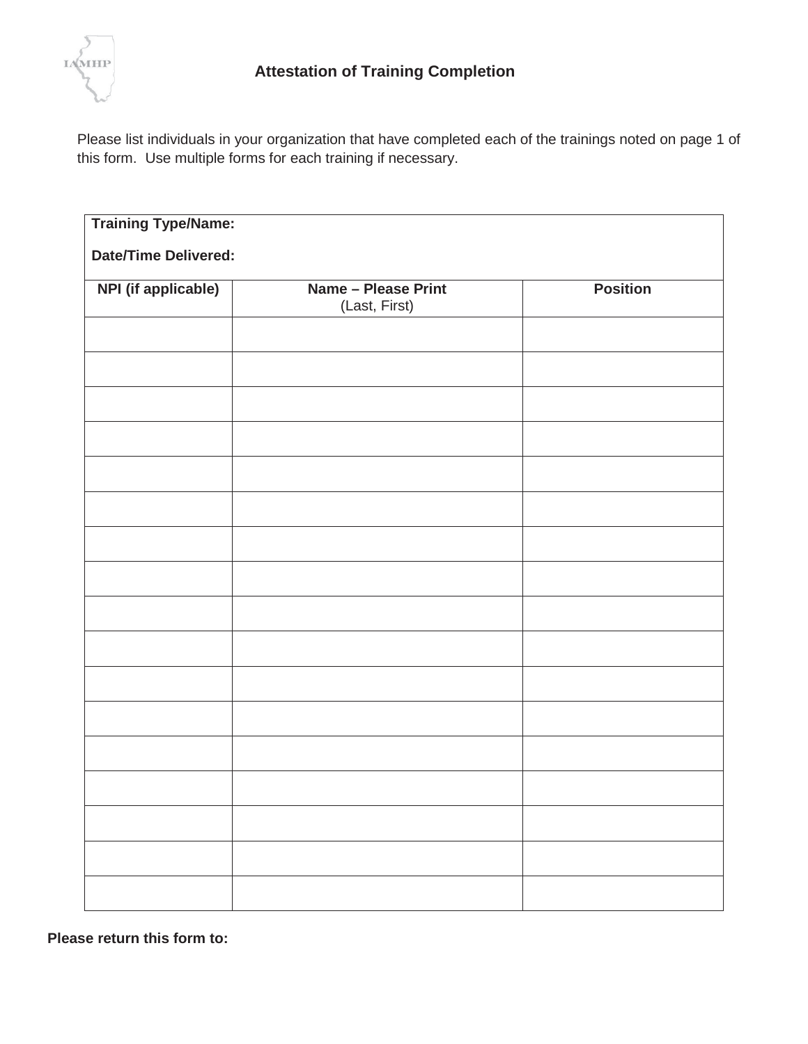# Attestation of Training Completion

Please list individuals in your organization that have completed each of the trainings noted on page 1 of this form. Use multiple forms for each training if necessary.

**Training Type/Name:**

**Date/Time Delivered:**

| NPI (if applicable) | Name – Please Print (Last, First) | Position |
|---|---|---|
| | | |
| | | |
| | | |
| | | |
| | | |
| | | |
| | | |
| | | |
| | | |
| | | |
| | | |
| | | |
| | | |
| | | |
| | | |
| | | |
| | | |

**Please return this form to:**